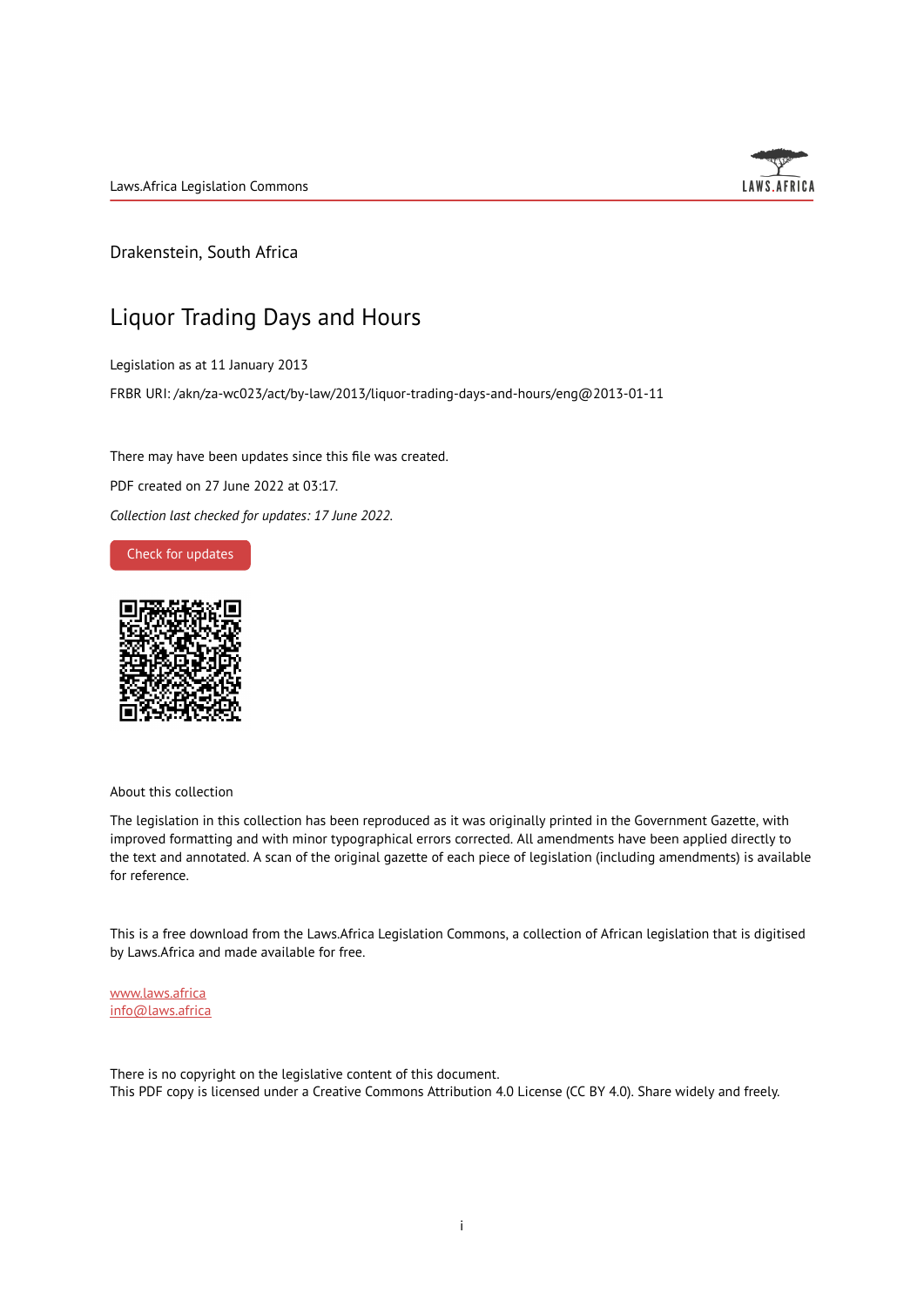Laws.Africa Legislation Commons

Drakenstein, South Africa

# Liquor Trading Days and Hours

Legislation as at 11 January 2013

FRBR URI: /akn/za-wc023/act/by-law/2013/liquor-trading-days-and-hours/eng@2013-01-11

There may have been updates since this file was created.

PDF created on 27 June 2022 at 03:17.

*Collection last checked for updates: 17 June 2022.*

Check for updates

About this collection

The legislation in this collection has been reproduced as it was originally printed in the Government Gazette, with improved formatting and with minor typographical errors corrected. All amendments have been applied directly to the text and annotated. A scan of the original gazette of each piece of legislation (including amendments) is available for reference.

This is a free download from the Laws.Africa Legislation Commons, a collection of African legislation that is digitised by Laws.Africa and made available for free.

www.laws.africa
info@laws.africa

There is no copyright on the legislative content of this document.
This PDF copy is licensed under a Creative Commons Attribution 4.0 License (CC BY 4.0). Share widely and freely.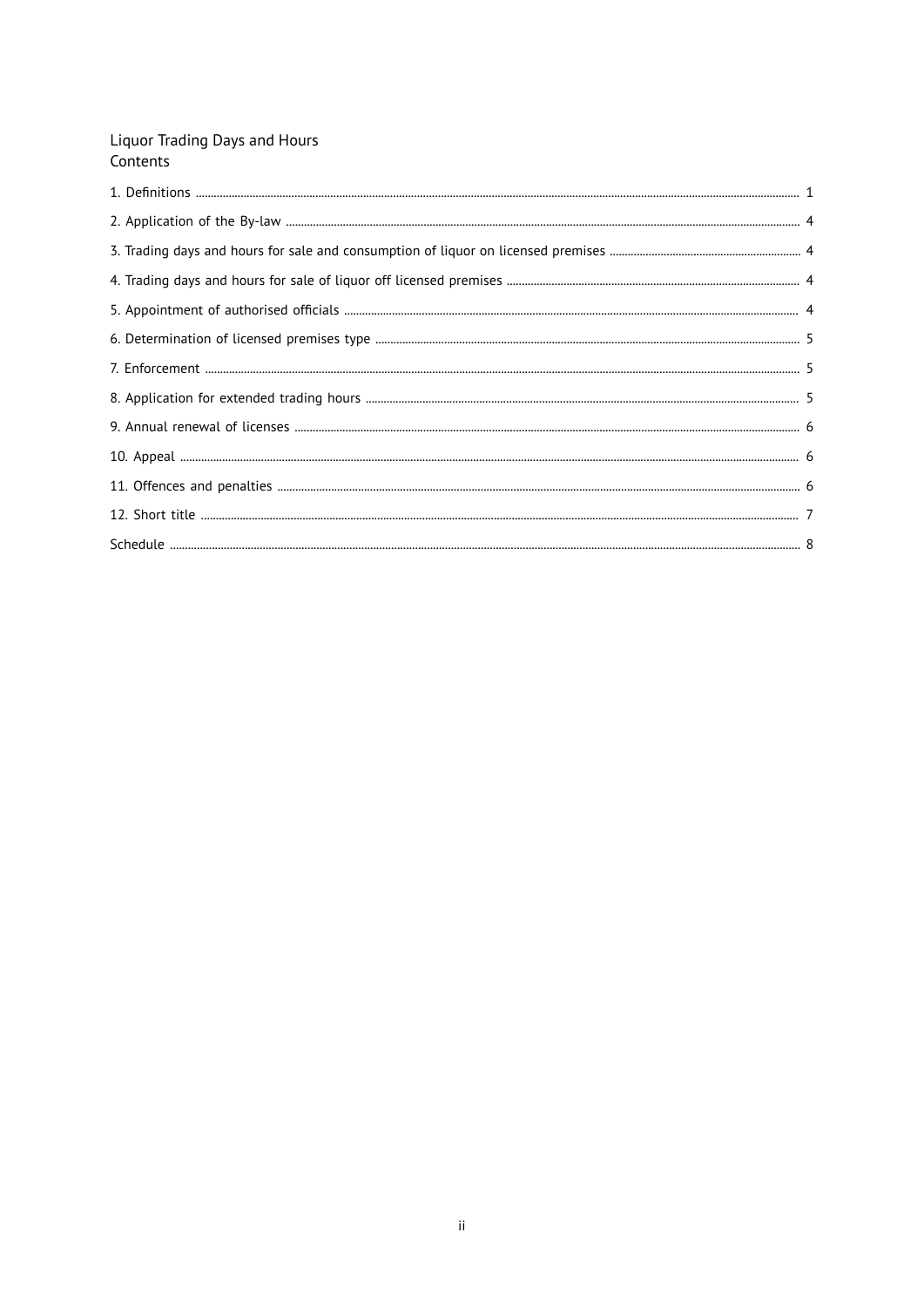Liquor Trading Days and Hours

Contents

1. Definitions ........ 1
2. Application of the By-law ........ 4
3. Trading days and hours for sale and consumption of liquor on licensed premises ........ 4
4. Trading days and hours for sale of liquor off licensed premises ........ 4
5. Appointment of authorised officials ........ 4
6. Determination of licensed premises type ........ 5
7. Enforcement ........ 5
8. Application for extended trading hours ........ 5
9. Annual renewal of licenses ........ 6
10. Appeal ........ 6
11. Offences and penalties ........ 6
12. Short title ........ 7

Schedule ........ 8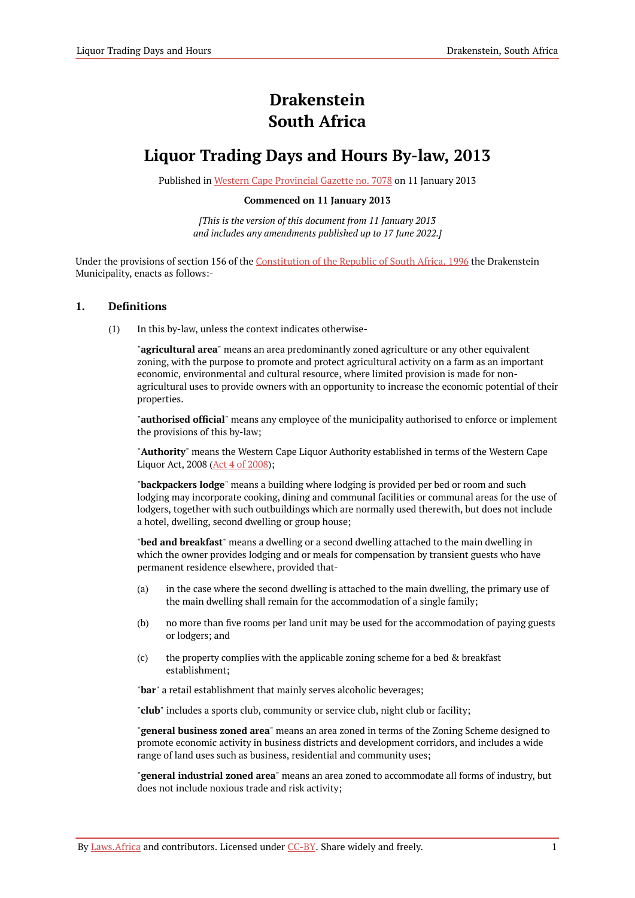# Drakenstein
# South Africa

# Liquor Trading Days and Hours By-law, 2013

Published in Western Cape Provincial Gazette no. 7078 on 11 January 2013

**Commenced on 11 January 2013**

*[This is the version of this document from 11 January 2013 and includes any amendments published up to 17 June 2022.]*

Under the provisions of section 156 of the Constitution of the Republic of South Africa, 1996 the Drakenstein Municipality, enacts as follows:-

## 1. Definitions

(1) In this by-law, unless the context indicates otherwise-

"**agricultural area**" means an area predominantly zoned agriculture or any other equivalent zoning, with the purpose to promote and protect agricultural activity on a farm as an important economic, environmental and cultural resource, where limited provision is made for non-agricultural uses to provide owners with an opportunity to increase the economic potential of their properties.

"**authorised official**" means any employee of the municipality authorised to enforce or implement the provisions of this by-law;

"**Authority**" means the Western Cape Liquor Authority established in terms of the Western Cape Liquor Act, 2008 (Act 4 of 2008);

"**backpackers lodge**" means a building where lodging is provided per bed or room and such lodging may incorporate cooking, dining and communal facilities or communal areas for the use of lodgers, together with such outbuildings which are normally used therewith, but does not include a hotel, dwelling, second dwelling or group house;

"**bed and breakfast**" means a dwelling or a second dwelling attached to the main dwelling in which the owner provides lodging and or meals for compensation by transient guests who have permanent residence elsewhere, provided that-

(a) in the case where the second dwelling is attached to the main dwelling, the primary use of the main dwelling shall remain for the accommodation of a single family;

(b) no more than five rooms per land unit may be used for the accommodation of paying guests or lodgers; and

(c) the property complies with the applicable zoning scheme for a bed & breakfast establishment;

"**bar**" a retail establishment that mainly serves alcoholic beverages;

"**club**" includes a sports club, community or service club, night club or facility;

"**general business zoned area**" means an area zoned in terms of the Zoning Scheme designed to promote economic activity in business districts and development corridors, and includes a wide range of land uses such as business, residential and community uses;

"**general industrial zoned area**" means an area zoned to accommodate all forms of industry, but does not include noxious trade and risk activity;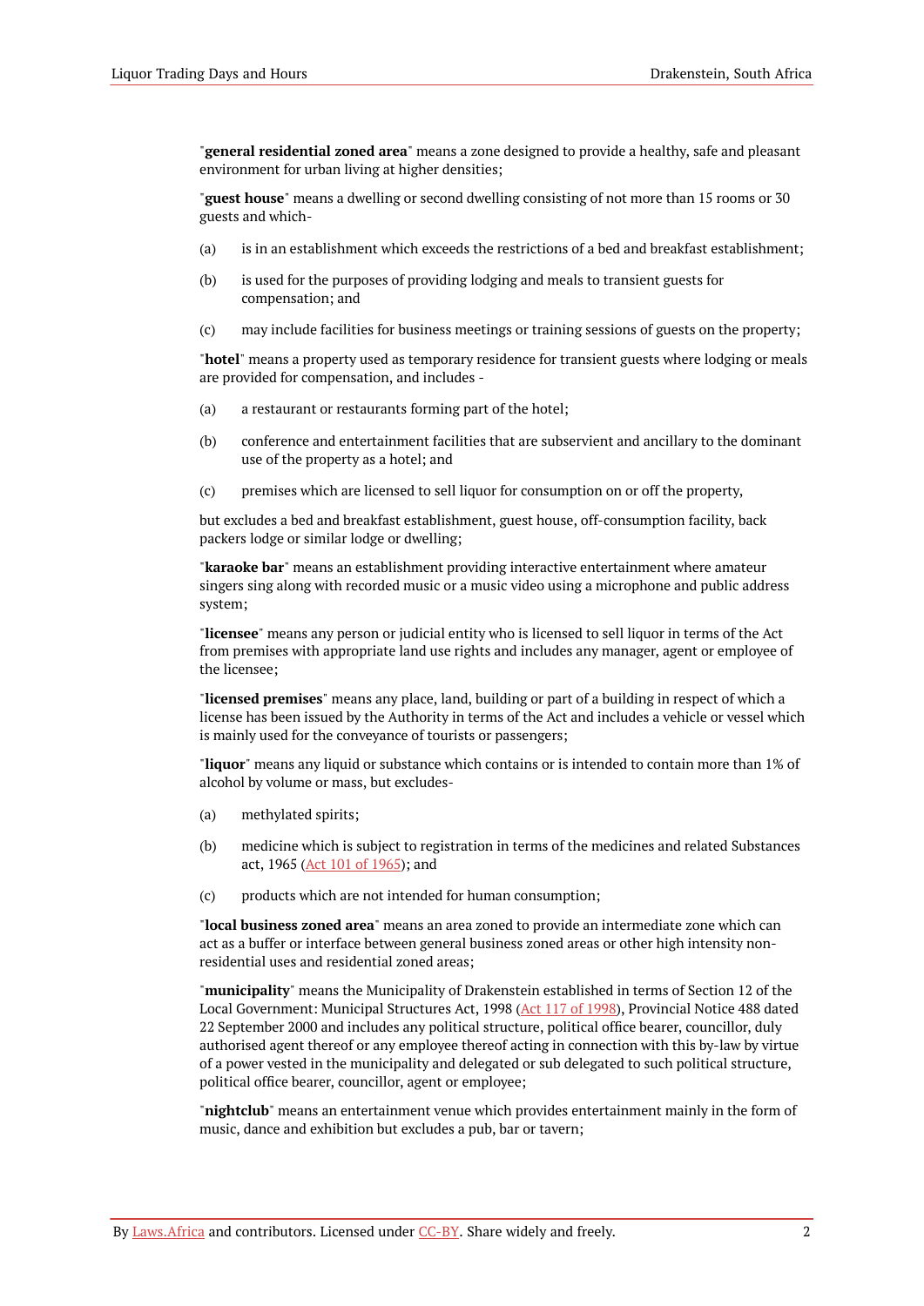"**general residential zoned area**" means a zone designed to provide a healthy, safe and pleasant environment for urban living at higher densities;

"**guest house**" means a dwelling or second dwelling consisting of not more than 15 rooms or 30 guests and which-

(a) is in an establishment which exceeds the restrictions of a bed and breakfast establishment;

(b) is used for the purposes of providing lodging and meals to transient guests for compensation; and

(c) may include facilities for business meetings or training sessions of guests on the property;

"**hotel**" means a property used as temporary residence for transient guests where lodging or meals are provided for compensation, and includes -

(a) a restaurant or restaurants forming part of the hotel;

(b) conference and entertainment facilities that are subservient and ancillary to the dominant use of the property as a hotel; and

(c) premises which are licensed to sell liquor for consumption on or off the property,

but excludes a bed and breakfast establishment, guest house, off-consumption facility, back packers lodge or similar lodge or dwelling;

"**karaoke bar**" means an establishment providing interactive entertainment where amateur singers sing along with recorded music or a music video using a microphone and public address system;

"**licensee**" means any person or judicial entity who is licensed to sell liquor in terms of the Act from premises with appropriate land use rights and includes any manager, agent or employee of the licensee;

"**licensed premises**" means any place, land, building or part of a building in respect of which a license has been issued by the Authority in terms of the Act and includes a vehicle or vessel which is mainly used for the conveyance of tourists or passengers;

"**liquor**" means any liquid or substance which contains or is intended to contain more than 1% of alcohol by volume or mass, but excludes-

(a) methylated spirits;

(b) medicine which is subject to registration in terms of the medicines and related Substances act, 1965 (Act 101 of 1965); and

(c) products which are not intended for human consumption;

"**local business zoned area**" means an area zoned to provide an intermediate zone which can act as a buffer or interface between general business zoned areas or other high intensity non-residential uses and residential zoned areas;

"**municipality**" means the Municipality of Drakenstein established in terms of Section 12 of the Local Government: Municipal Structures Act, 1998 (Act 117 of 1998), Provincial Notice 488 dated 22 September 2000 and includes any political structure, political office bearer, councillor, duly authorised agent thereof or any employee thereof acting in connection with this by-law by virtue of a power vested in the municipality and delegated or sub delegated to such political structure, political office bearer, councillor, agent or employee;

"**nightclub**" means an entertainment venue which provides entertainment mainly in the form of music, dance and exhibition but excludes a pub, bar or tavern;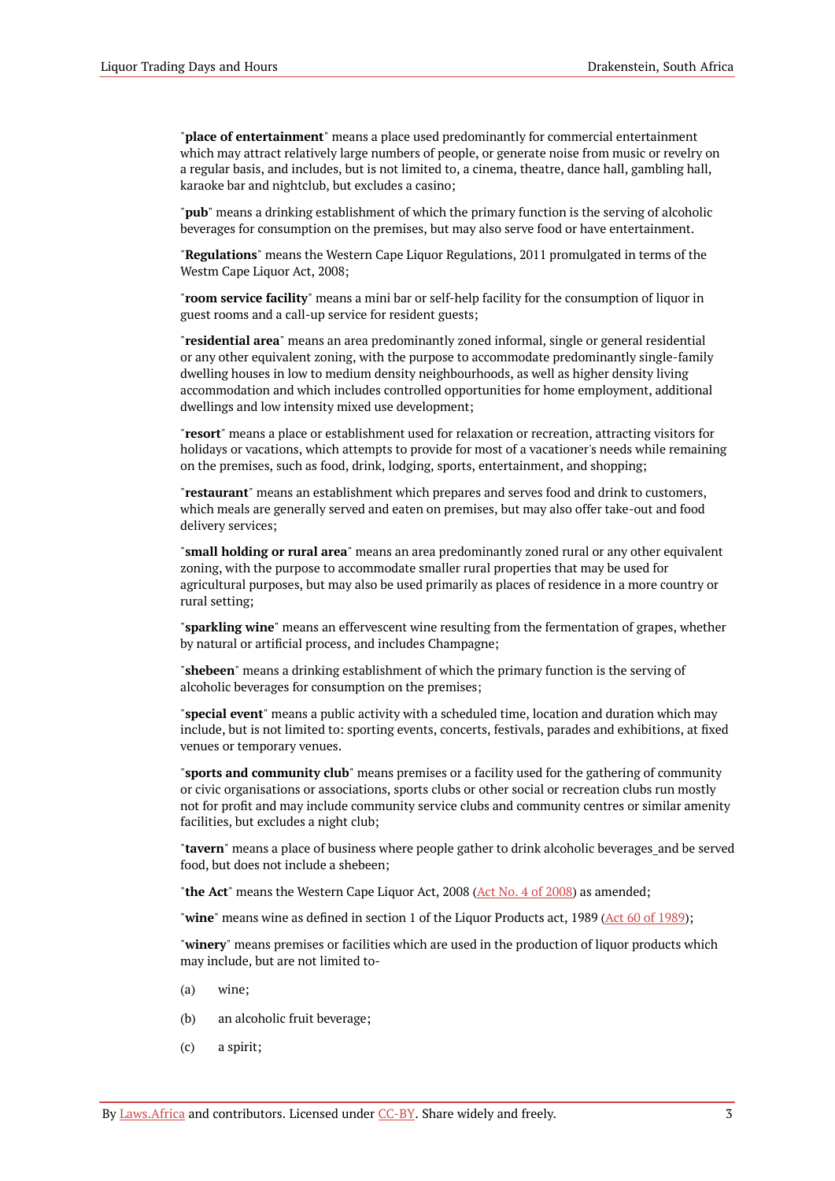"**place of entertainment**" means a place used predominantly for commercial entertainment which may attract relatively large numbers of people, or generate noise from music or revelry on a regular basis, and includes, but is not limited to, a cinema, theatre, dance hall, gambling hall, karaoke bar and nightclub, but excludes a casino;

"**pub**" means a drinking establishment of which the primary function is the serving of alcoholic beverages for consumption on the premises, but may also serve food or have entertainment.

"**Regulations**" means the Western Cape Liquor Regulations, 2011 promulgated in terms of the Westm Cape Liquor Act, 2008;

"**room service facility**" means a mini bar or self-help facility for the consumption of liquor in guest rooms and a call-up service for resident guests;

"**residential area**" means an area predominantly zoned informal, single or general residential or any other equivalent zoning, with the purpose to accommodate predominantly single-family dwelling houses in low to medium density neighbourhoods, as well as higher density living accommodation and which includes controlled opportunities for home employment, additional dwellings and low intensity mixed use development;

"**resort**" means a place or establishment used for relaxation or recreation, attracting visitors for holidays or vacations, which attempts to provide for most of a vacationer's needs while remaining on the premises, such as food, drink, lodging, sports, entertainment, and shopping;

"**restaurant**" means an establishment which prepares and serves food and drink to customers, which meals are generally served and eaten on premises, but may also offer take-out and food delivery services;

"**small holding or rural area**" means an area predominantly zoned rural or any other equivalent zoning, with the purpose to accommodate smaller rural properties that may be used for agricultural purposes, but may also be used primarily as places of residence in a more country or rural setting;

"**sparkling wine**" means an effervescent wine resulting from the fermentation of grapes, whether by natural or artificial process, and includes Champagne;

"**shebeen**" means a drinking establishment of which the primary function is the serving of alcoholic beverages for consumption on the premises;

"**special event**" means a public activity with a scheduled time, location and duration which may include, but is not limited to: sporting events, concerts, festivals, parades and exhibitions, at fixed venues or temporary venues.

"**sports and community club**" means premises or a facility used for the gathering of community or civic organisations or associations, sports clubs or other social or recreation clubs run mostly not for profit and may include community service clubs and community centres or similar amenity facilities, but excludes a night club;

"**tavern**" means a place of business where people gather to drink alcoholic beverages_and be served food, but does not include a shebeen;

"**the Act**" means the Western Cape Liquor Act, 2008 (Act No. 4 of 2008) as amended;

"**wine**" means wine as defined in section 1 of the Liquor Products act, 1989 (Act 60 of 1989);

"**winery**" means premises or facilities which are used in the production of liquor products which may include, but are not limited to-

(a) wine;

(b) an alcoholic fruit beverage;

(c) a spirit;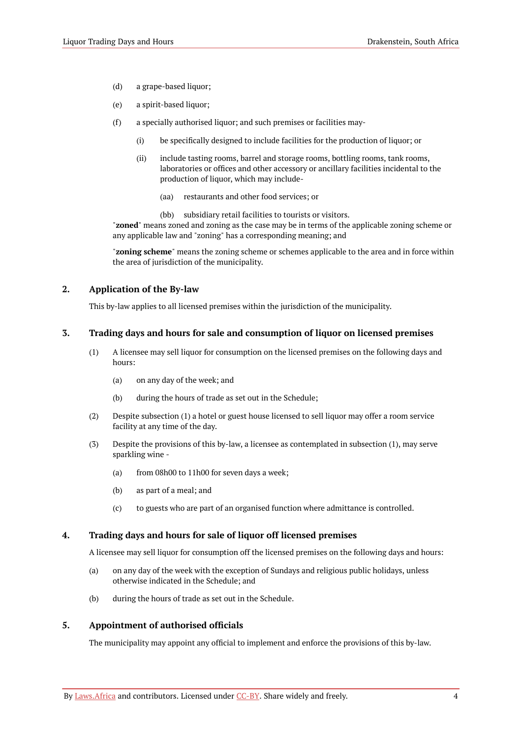(d) a grape-based liquor;

(e) a spirit-based liquor;

(f) a specially authorised liquor; and such premises or facilities may-

  (i) be specifically designed to include facilities for the production of liquor; or

  (ii) include tasting rooms, barrel and storage rooms, bottling rooms, tank rooms, laboratories or offices and other accessory or ancillary facilities incidental to the production of liquor, which may include-

    (aa) restaurants and other food services; or

    (bb) subsidiary retail facilities to tourists or visitors.

"**zoned**" means zoned and zoning as the case may be in terms of the applicable zoning scheme or any applicable law and "zoning" has a corresponding meaning; and

"**zoning scheme**" means the zoning scheme or schemes applicable to the area and in force within the area of jurisdiction of the municipality.

## 2. Application of the By-law

This by-law applies to all licensed premises within the jurisdiction of the municipality.

## 3. Trading days and hours for sale and consumption of liquor on licensed premises

(1) A licensee may sell liquor for consumption on the licensed premises on the following days and hours:

  (a) on any day of the week; and

  (b) during the hours of trade as set out in the Schedule;

(2) Despite subsection (1) a hotel or guest house licensed to sell liquor may offer a room service facility at any time of the day.

(3) Despite the provisions of this by-law, a licensee as contemplated in subsection (1), may serve sparkling wine -

  (a) from 08h00 to 11h00 for seven days a week;

  (b) as part of a meal; and

  (c) to guests who are part of an organised function where admittance is controlled.

## 4. Trading days and hours for sale of liquor off licensed premises

A licensee may sell liquor for consumption off the licensed premises on the following days and hours:

(a) on any day of the week with the exception of Sundays and religious public holidays, unless otherwise indicated in the Schedule; and

(b) during the hours of trade as set out in the Schedule.

## 5. Appointment of authorised officials

The municipality may appoint any official to implement and enforce the provisions of this by-law.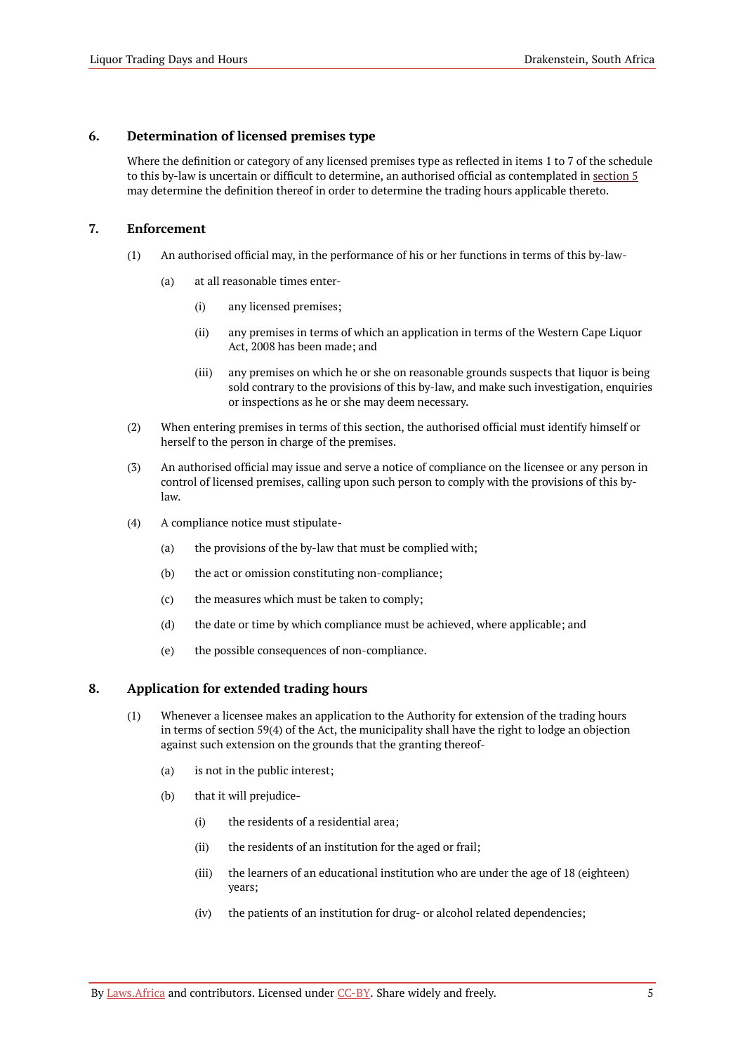## 6. Determination of licensed premises type

Where the definition or category of any licensed premises type as reflected in items 1 to 7 of the schedule to this by-law is uncertain or difficult to determine, an authorised official as contemplated in section 5 may determine the definition thereof in order to determine the trading hours applicable thereto.

## 7. Enforcement

(1) An authorised official may, in the performance of his or her functions in terms of this by-law-

(a) at all reasonable times enter-

(i) any licensed premises;

(ii) any premises in terms of which an application in terms of the Western Cape Liquor Act, 2008 has been made; and

(iii) any premises on which he or she on reasonable grounds suspects that liquor is being sold contrary to the provisions of this by-law, and make such investigation, enquiries or inspections as he or she may deem necessary.

(2) When entering premises in terms of this section, the authorised official must identify himself or herself to the person in charge of the premises.

(3) An authorised official may issue and serve a notice of compliance on the licensee or any person in control of licensed premises, calling upon such person to comply with the provisions of this by-law.

(4) A compliance notice must stipulate-

(a) the provisions of the by-law that must be complied with;

(b) the act or omission constituting non-compliance;

(c) the measures which must be taken to comply;

(d) the date or time by which compliance must be achieved, where applicable; and

(e) the possible consequences of non-compliance.

## 8. Application for extended trading hours

(1) Whenever a licensee makes an application to the Authority for extension of the trading hours in terms of section 59(4) of the Act, the municipality shall have the right to lodge an objection against such extension on the grounds that the granting thereof-

(a) is not in the public interest;

(b) that it will prejudice-

(i) the residents of a residential area;

(ii) the residents of an institution for the aged or frail;

(iii) the learners of an educational institution who are under the age of 18 (eighteen) years;

(iv) the patients of an institution for drug- or alcohol related dependencies;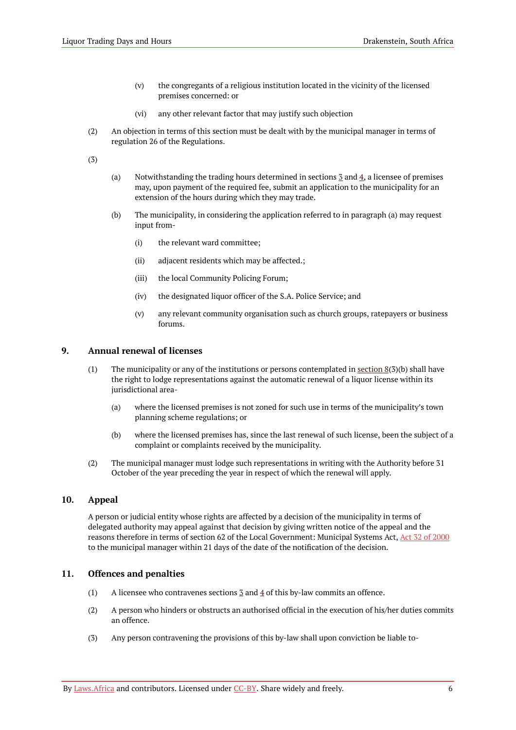(v) the congregants of a religious institution located in the vicinity of the licensed premises concerned: or

(vi) any other relevant factor that may justify such objection

(2) An objection in terms of this section must be dealt with by the municipal manager in terms of regulation 26 of the Regulations.

(3)

(a) Notwithstanding the trading hours determined in sections 3 and 4, a licensee of premises may, upon payment of the required fee, submit an application to the municipality for an extension of the hours during which they may trade.

(b) The municipality, in considering the application referred to in paragraph (a) may request input from-

(i) the relevant ward committee;

(ii) adjacent residents which may be affected.;

(iii) the local Community Policing Forum;

(iv) the designated liquor officer of the S.A. Police Service; and

(v) any relevant community organisation such as church groups, ratepayers or business forums.

## 9. Annual renewal of licenses

(1) The municipality or any of the institutions or persons contemplated in section 8(3)(b) shall have the right to lodge representations against the automatic renewal of a liquor license within its jurisdictional area-

(a) where the licensed premises is not zoned for such use in terms of the municipality's town planning scheme regulations; or

(b) where the licensed premises has, since the last renewal of such license, been the subject of a complaint or complaints received by the municipality.

(2) The municipal manager must lodge such representations in writing with the Authority before 31 October of the year preceding the year in respect of which the renewal will apply.

## 10. Appeal

A person or judicial entity whose rights are affected by a decision of the municipality in terms of delegated authority may appeal against that decision by giving written notice of the appeal and the reasons therefore in terms of section 62 of the Local Government: Municipal Systems Act, Act 32 of 2000 to the municipal manager within 21 days of the date of the notification of the decision.

## 11. Offences and penalties

(1) A licensee who contravenes sections 3 and 4 of this by-law commits an offence.

(2) A person who hinders or obstructs an authorised official in the execution of his/her duties commits an offence.

(3) Any person contravening the provisions of this by-law shall upon conviction be liable to-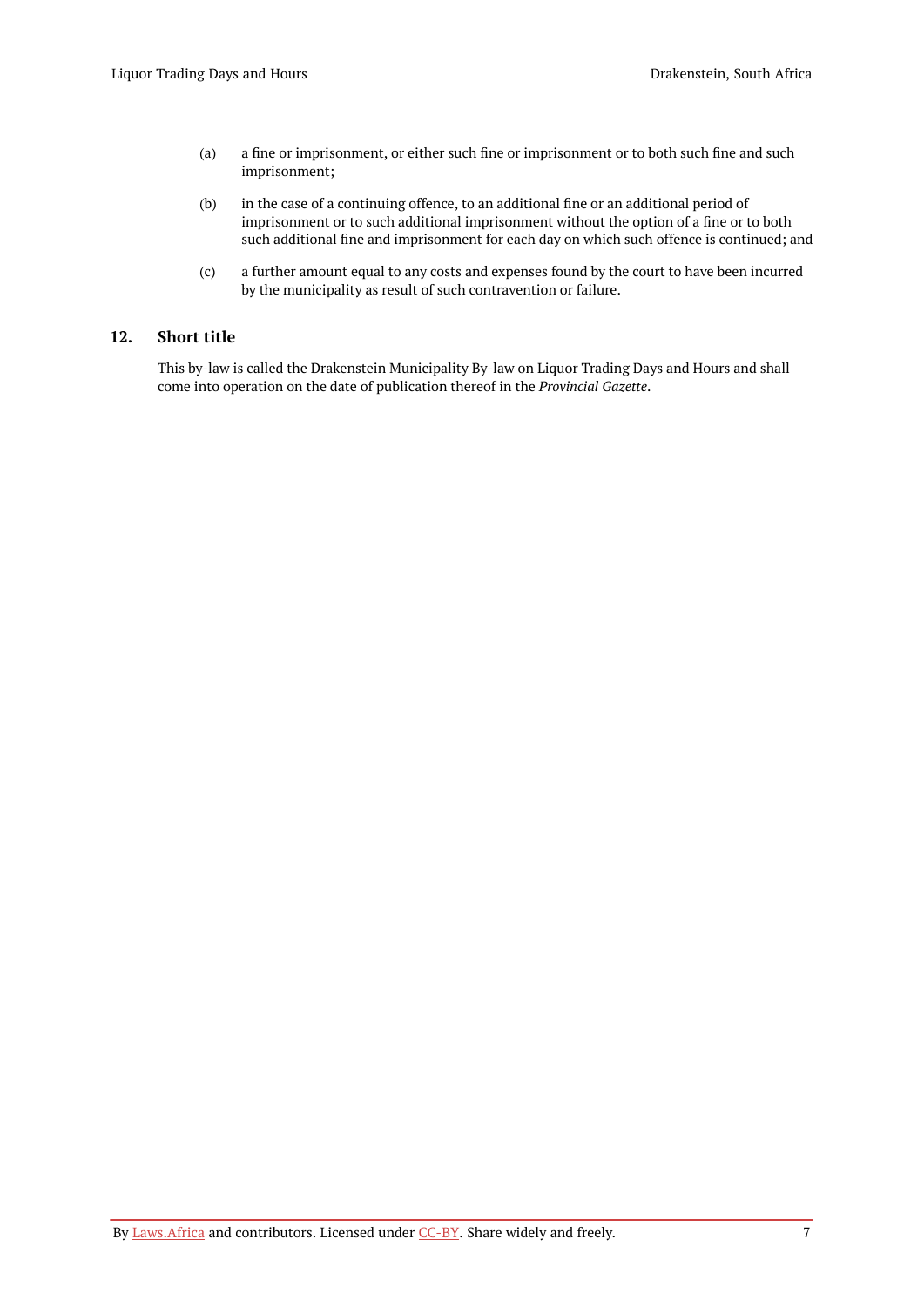(a) a fine or imprisonment, or either such fine or imprisonment or to both such fine and such imprisonment;

(b) in the case of a continuing offence, to an additional fine or an additional period of imprisonment or to such additional imprisonment without the option of a fine or to both such additional fine and imprisonment for each day on which such offence is continued; and

(c) a further amount equal to any costs and expenses found by the court to have been incurred by the municipality as result of such contravention or failure.

### 12. Short title

This by-law is called the Drakenstein Municipality By-law on Liquor Trading Days and Hours and shall come into operation on the date of publication thereof in the *Provincial Gazette*.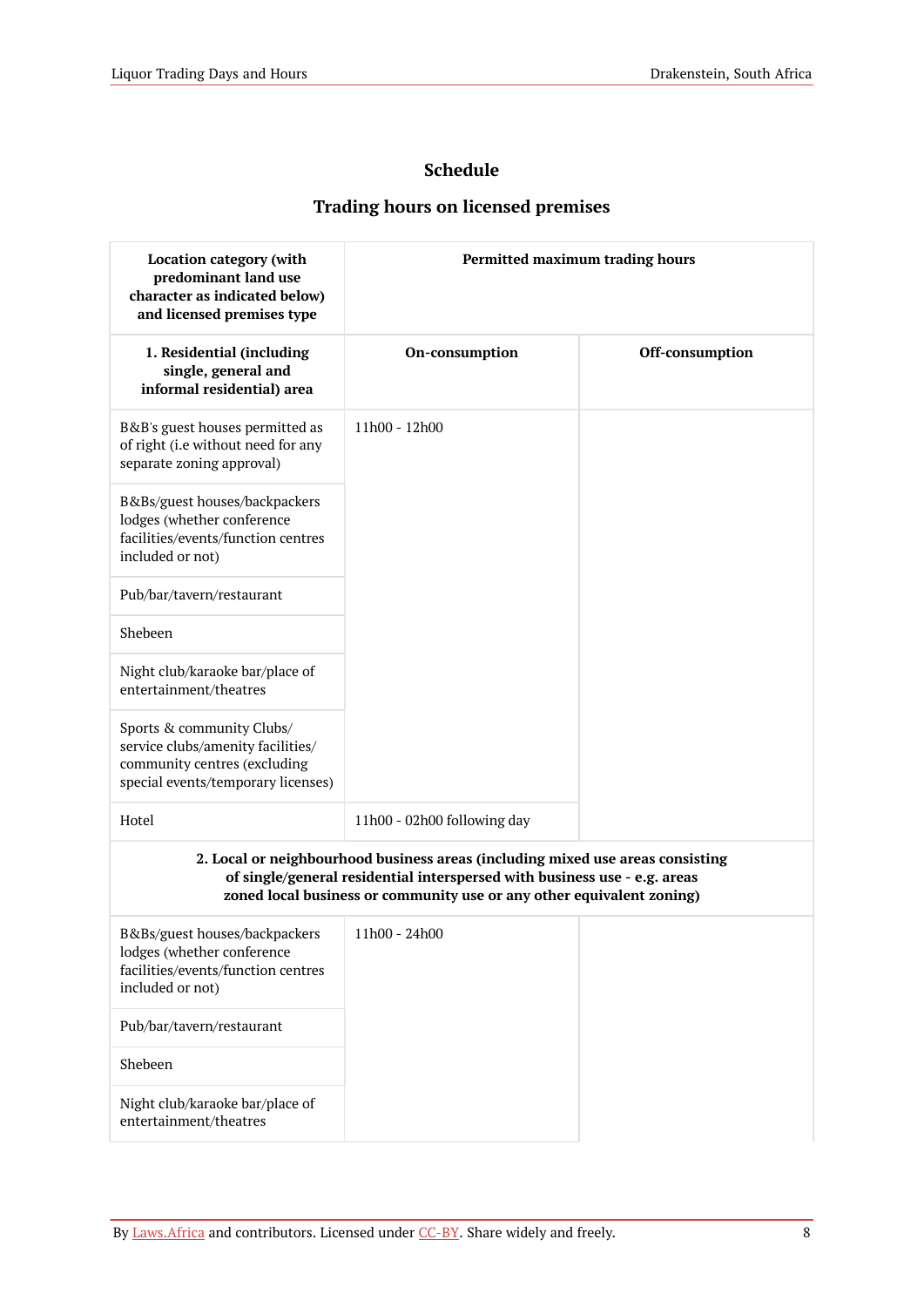## Schedule

### Trading hours on licensed premises

| Location category (with predominant land use character as indicated below) and licensed premises type | Permitted maximum trading hours | |
|---|---|---|
| **1. Residential (including single, general and informal residential) area** | **On-consumption** | **Off-consumption** |
| B&B's guest houses permitted as of right (i.e without need for any separate zoning approval) | 11h00 - 12h00 | |
| B&Bs/guest houses/backpackers lodges (whether conference facilities/events/function centres included or not) | | |
| Pub/bar/tavern/restaurant | | |
| Shebeen | | |
| Night club/karaoke bar/place of entertainment/theatres | | |
| Sports & community Clubs/ service clubs/amenity facilities/ community centres (excluding special events/temporary licenses) | | |
| Hotel | 11h00 - 02h00 following day | |
| **2. Local or neighbourhood business areas (including mixed use areas consisting of single/general residential interspersed with business use - e.g. areas zoned local business or community use or any other equivalent zoning)** | | |
| B&Bs/guest houses/backpackers lodges (whether conference facilities/events/function centres included or not) | 11h00 - 24h00 | |
| Pub/bar/tavern/restaurant | | |
| Shebeen | | |
| Night club/karaoke bar/place of entertainment/theatres | | |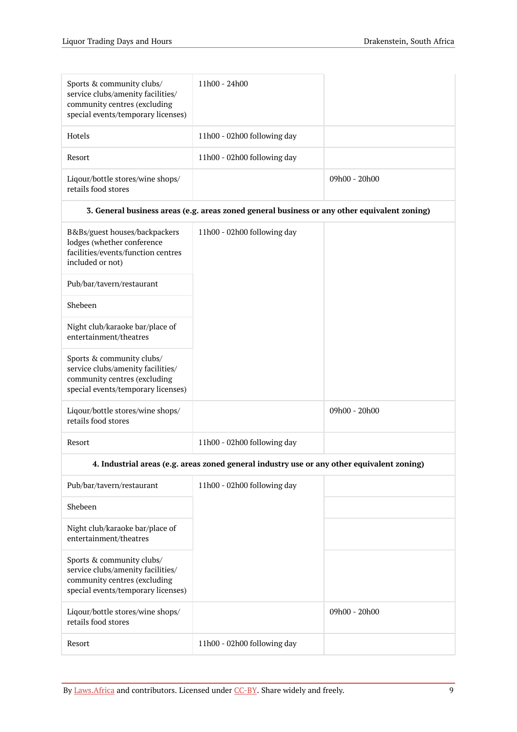| | | |
|---|---|---|
| Sports & community clubs/ service clubs/amenity facilities/ community centres (excluding special events/temporary licenses) | 11h00 - 24h00 | |
| Hotels | 11h00 - 02h00 following day | |
| Resort | 11h00 - 02h00 following day | |
| Liqour/bottle stores/wine shops/ retails food stores | | 09h00 - 20h00 |
| **3. General business areas (e.g. areas zoned general business or any other equivalent zoning)** | | |
| B&Bs/guest houses/backpackers lodges (whether conference facilities/events/function centres included or not) | 11h00 - 02h00 following day | |
| Pub/bar/tavern/restaurant | | |
| Shebeen | | |
| Night club/karaoke bar/place of entertainment/theatres | | |
| Sports & community clubs/ service clubs/amenity facilities/ community centres (excluding special events/temporary licenses) | | |
| Liqour/bottle stores/wine shops/ retails food stores | | 09h00 - 20h00 |
| Resort | 11h00 - 02h00 following day | |
| **4. Industrial areas (e.g. areas zoned general industry use or any other equivalent zoning)** | | |
| Pub/bar/tavern/restaurant | 11h00 - 02h00 following day | |
| Shebeen | | |
| Night club/karaoke bar/place of entertainment/theatres | | |
| Sports & community clubs/ service clubs/amenity facilities/ community centres (excluding special events/temporary licenses) | | |
| Liqour/bottle stores/wine shops/ retails food stores | | 09h00 - 20h00 |
| Resort | 11h00 - 02h00 following day | |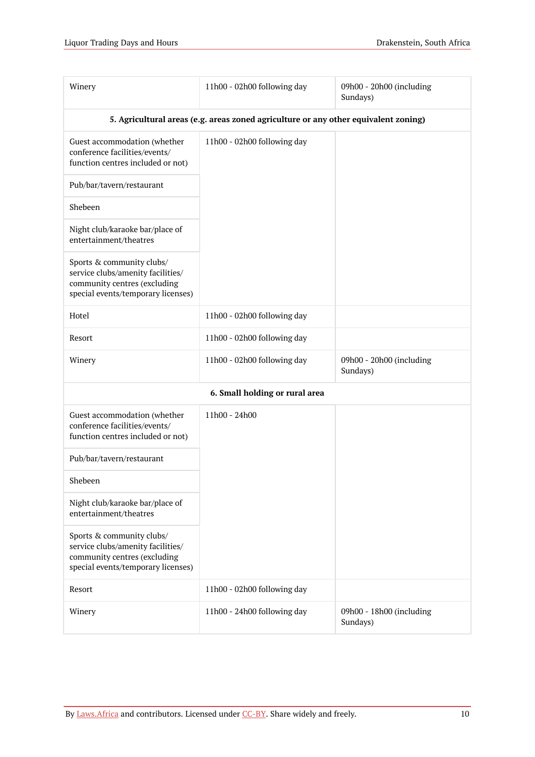| | | |
|---|---|---|
| Winery | 11h00 - 02h00 following day | 09h00 - 20h00 (including Sundays) |
| **5. Agricultural areas (e.g. areas zoned agriculture or any other equivalent zoning)** | | |
| Guest accommodation (whether conference facilities/events/ function centres included or not) | 11h00 - 02h00 following day | |
| Pub/bar/tavern/restaurant | | |
| Shebeen | | |
| Night club/karaoke bar/place of entertainment/theatres | | |
| Sports & community clubs/ service clubs/amenity facilities/ community centres (excluding special events/temporary licenses) | | |
| Hotel | 11h00 - 02h00 following day | |
| Resort | 11h00 - 02h00 following day | |
| Winery | 11h00 - 02h00 following day | 09h00 - 20h00 (including Sundays) |
| **6. Small holding or rural area** | | |
| Guest accommodation (whether conference facilities/events/ function centres included or not) | 11h00 - 24h00 | |
| Pub/bar/tavern/restaurant | | |
| Shebeen | | |
| Night club/karaoke bar/place of entertainment/theatres | | |
| Sports & community clubs/ service clubs/amenity facilities/ community centres (excluding special events/temporary licenses) | | |
| Resort | 11h00 - 02h00 following day | |
| Winery | 11h00 - 24h00 following day | 09h00 - 18h00 (including Sundays) |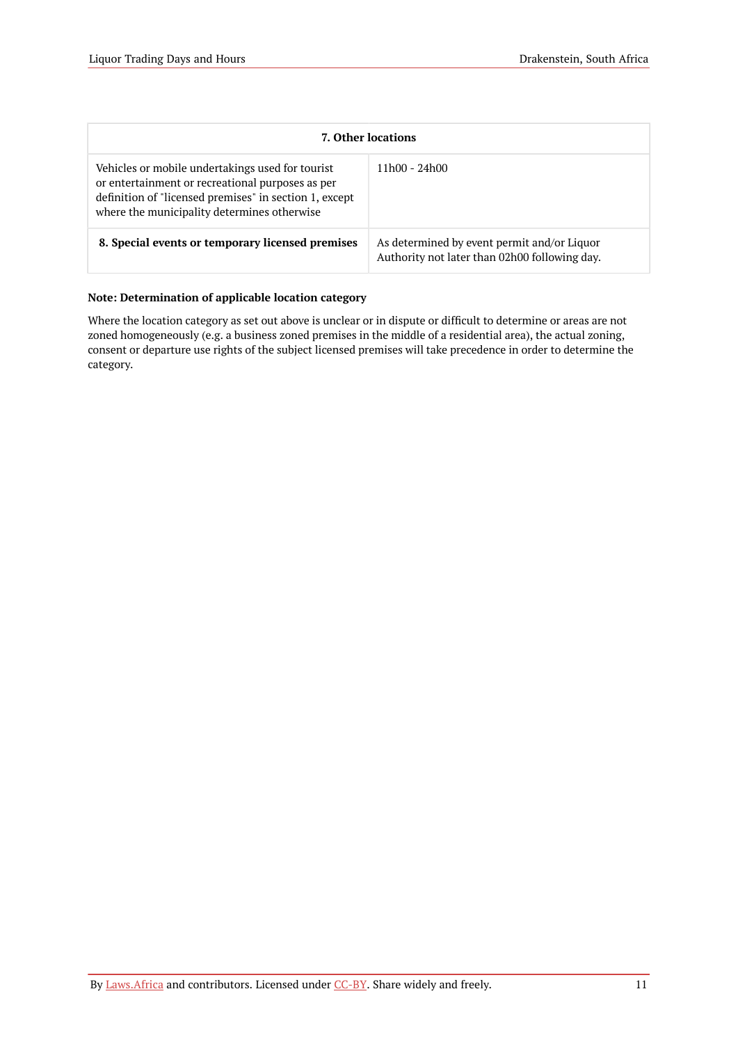| 7. Other locations | |
|---|---|
| Vehicles or mobile undertakings used for tourist or entertainment or recreational purposes as per definition of "licensed premises" in section 1, except where the municipality determines otherwise | 11h00 - 24h00 |
| **8. Special events or temporary licensed premises** | As determined by event permit and/or Liquor Authority not later than 02h00 following day. |

**Note: Determination of applicable location category**

Where the location category as set out above is unclear or in dispute or difficult to determine or areas are not zoned homogeneously (e.g. a business zoned premises in the middle of a residential area), the actual zoning, consent or departure use rights of the subject licensed premises will take precedence in order to determine the category.